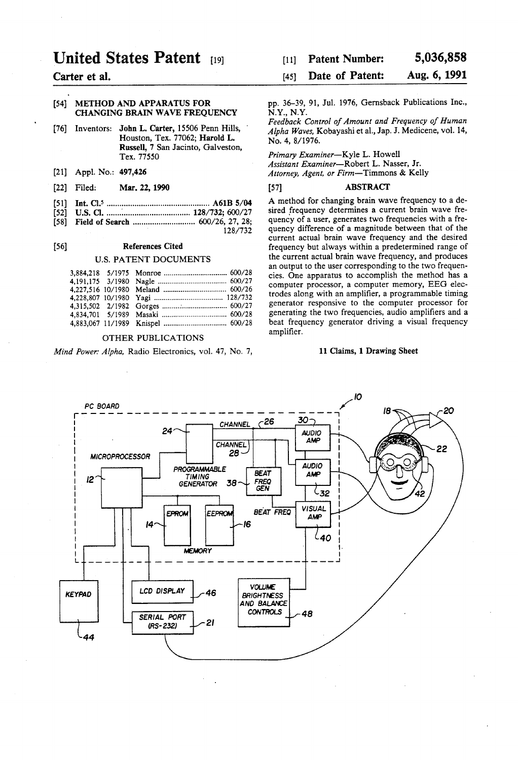# United States Patent [19]

**Carter et al.**

[11] **Patent Number: 5,036,858**

[45] **Date of Patent: Aug. 6, 1991**

[54] **METHOD AND APPARATUS FOR CHANGING BRAIN WAVE FREQUENCY**

[76] Inventors: **John L. Carter**, 15506 Penn Hills, Houston, Tex. 77062; **Harold L. Russell**, 7 San Jacinto, Galveston, Tex. 77550

[21] Appl. No.: **497,426**

[22] Filed: **Mar. 22, 1990**

[51] **Int. Cl.**[5] .......... **A61B 5/04**

[52] **U.S. Cl.** .......... **128/732; 600/27**

[58] **Field of Search** .......... 600/26, 27, 28; 128/732

[56] **References Cited**

U.S. PATENT DOCUMENTS

| | | | |
|---|---|---|---|
| 3,884,218 | 5/1975 | Monroe | 600/28 |
| 4,191,175 | 3/1980 | Nagle | 600/27 |
| 4,227,516 | 10/1980 | Meland | 600/26 |
| 4,228,807 | 10/1980 | Yagi | 128/732 |
| 4,315,502 | 2/1982 | Gorges | 600/27 |
| 4,834,701 | 5/1989 | Masaki | 600/28 |
| 4,883,067 | 11/1989 | Knispel | 600/28 |

OTHER PUBLICATIONS

*Mind Power: Alpha*, Radio Electronics, vol. 47, No. 7, pp. 36–39, 91, Jul. 1976, Gernsback Publications Inc., N.Y., N.Y.

*Feedback Control of Amount and Frequency of Human Alpha Waves*, Kobayashi et al., Jap. J. Medicene, vol. 14, No. 4, 8/1976.

*Primary Examiner*—Kyle L. Howell
*Assistant Examiner*—Robert L. Nasser, Jr.
*Attorney, Agent, or Firm*—Timmons & Kelly

[57] **ABSTRACT**

A method for changing brain wave frequency to a desired frequency determines a current brain wave frequency of a user, generates two frequencies with a frequency difference of a magnitude between that of the current actual brain wave frequency and the desired frequency but always within a predetermined range of the current actual brain wave frequency, and produces an output to the user corresponding to the two frequencies. One apparatus to accomplish the method has a computer processor, a computer memory, EEG electrodes along with an amplifier, a programmable timing generator responsive to the computer processor for generating the two frequencies, audio amplifiers and a beat frequency generator driving a visual frequency amplifier.

**11 Claims, 1 Drawing Sheet**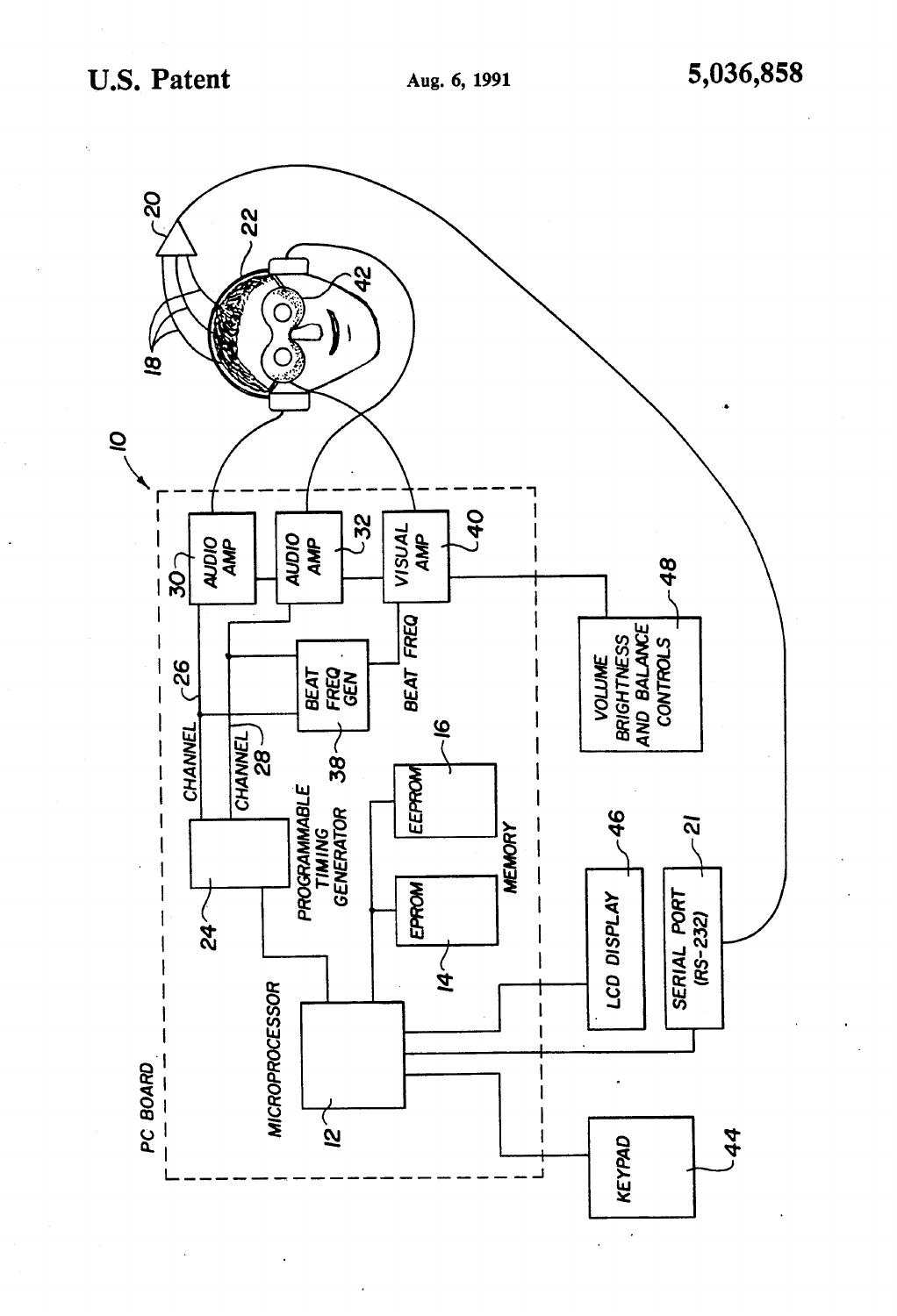PC BOARD

MICROPROCESSOR 12

PROGRAMMABLE TIMING GENERATOR 24

CHANNEL 26

CHANNEL 28

BEAT FREQ GEN 38

BEAT FREQ

AUDIO AMP 30

AUDIO AMP 32

VISUAL AMP 40

EPROM 14

EEPROM 16

MEMORY

LCD DISPLAY 46

SERIAL PORT (RS-232) 21

VOLUME BRIGHTNESS AND BALANCE CONTROLS 48

KEYPAD 44

10

18

20

22

42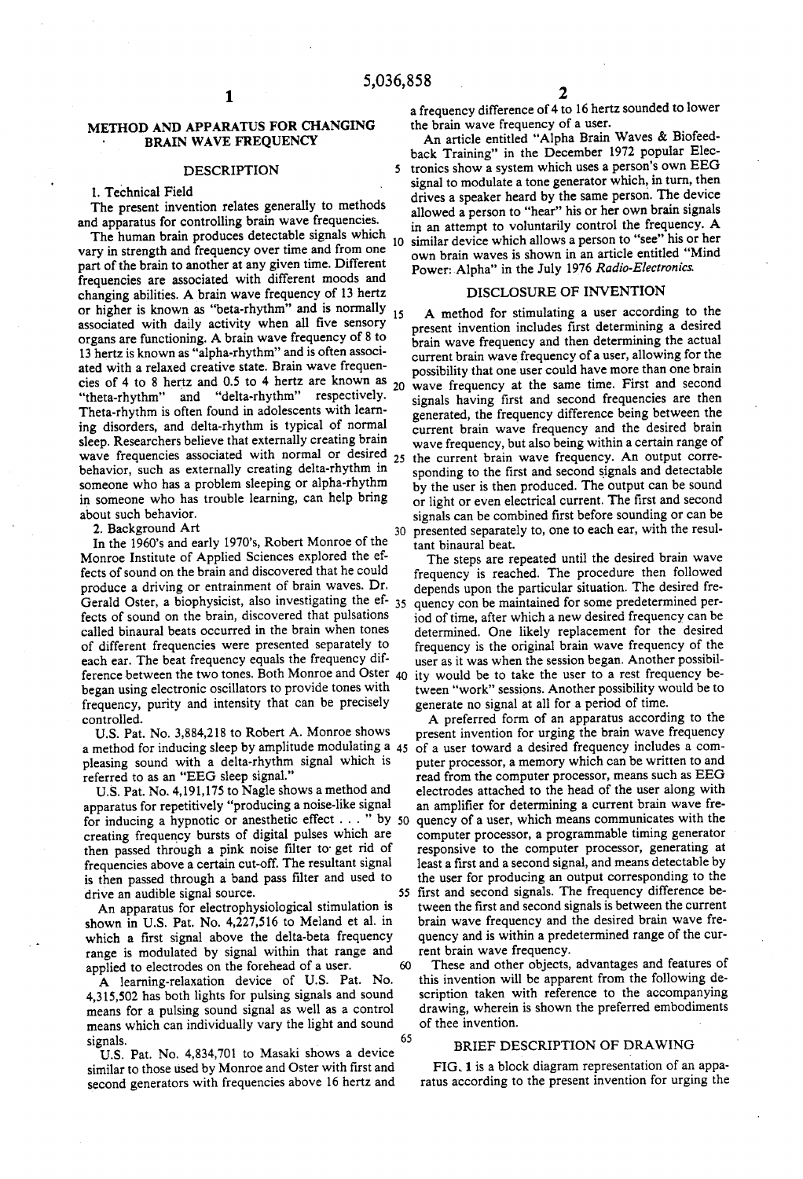# METHOD AND APPARATUS FOR CHANGING BRAIN WAVE FREQUENCY

## DESCRIPTION

### 1. Technical Field

The present invention relates generally to methods and apparatus for controlling brain wave frequencies.

The human brain produces detectable signals which vary in strength and frequency over time and from one part of the brain to another at any given time. Different frequencies are associated with different moods and changing abilities. A brain wave frequency of 13 hertz or higher is known as "beta-rhythm" and is normally associated with daily activity when all five sensory organs are functioning. A brain wave frequency of 8 to 13 hertz is known as "alpha-rhythm" and is often associated with a relaxed creative state. Brain wave frequencies of 4 to 8 hertz and 0.5 to 4 hertz are known as "theta-rhythm" and "delta-rhythm" respectively. Theta-rhythm is often found in adolescents with learning disorders, and delta-rhythm is typical of normal sleep. Researchers believe that externally creating brain wave frequencies associated with normal or desired behavior, such as externally creating delta-rhythm in someone who has a problem sleeping or alpha-rhythm in someone who has trouble learning, can help bring about such behavior.

### 2. Background Art

In the 1960's and early 1970's, Robert Monroe of the Monroe Institute of Applied Sciences explored the effects of sound on the brain and discovered that he could produce a driving or entrainment of brain waves. Dr. Gerald Oster, a biophysicist, also investigating the effects of sound on the brain, discovered that pulsations called binaural beats occurred in the brain when tones of different frequencies were presented separately to each ear. The beat frequency equals the frequency difference between the two tones. Both Monroe and Oster began using electronic oscillators to provide tones with frequency, purity and intensity that can be precisely controlled.

U.S. Pat. No. 3,884,218 to Robert A. Monroe shows a method for inducing sleep by amplitude modulating a pleasing sound with a delta-rhythm signal which is referred to as an "EEG sleep signal."

U.S. Pat. No. 4,191,175 to Nagle shows a method and apparatus for repetitively "producing a noise-like signal for inducing a hypnotic or anesthetic effect . . . " by creating frequency bursts of digital pulses which are then passed through a pink noise filter to get rid of frequencies above a certain cut-off. The resultant signal is then passed through a band pass filter and used to drive an audible signal source.

An apparatus for electrophysiological stimulation is shown in U.S. Pat. No. 4,227,516 to Meland et al. in which a first signal above the delta-beta frequency range is modulated by signal within that range and applied to electrodes on the forehead of a user.

A learning-relaxation device of U.S. Pat. No. 4,315,502 has both lights for pulsing signals and sound means for a pulsing sound signal as well as a control means which can individually vary the light and sound signals.

U.S. Pat. No. 4,834,701 to Masaki shows a device similar to those used by Monroe and Oster with first and second generators with frequencies above 16 hertz and a frequency difference of 4 to 16 hertz sounded to lower the brain wave frequency of a user.

An article entitled "Alpha Brain Waves & Biofeedback Training" in the December 1972 popular Electronics show a system which uses a person's own EEG signal to modulate a tone generator which, in turn, then drives a speaker heard by the same person. The device allowed a person to "hear" his or her own brain signals in an attempt to voluntarily control the frequency. A similar device which allows a person to "see" his or her own brain waves is shown in an article entitled "Mind Power: Alpha" in the July 1976 *Radio-Electronics*.

## DISCLOSURE OF INVENTION

A method for stimulating a user according to the present invention includes first determining a desired brain wave frequency and then determining the actual current brain wave frequency of a user, allowing for the possibility that one user could have more than one brain wave frequency at the same time. First and second signals having first and second frequencies are then generated, the frequency difference being between the current brain wave frequency and the desired brain wave frequency, but also being within a certain range of the current brain wave frequency. An output corresponding to the first and second signals and detectable by the user is then produced. The output can be sound or light or even electrical current. The first and second signals can be combined first before sounding or can be presented separately to, one to each ear, with the resultant binaural beat.

The steps are repeated until the desired brain wave frequency is reached. The procedure then followed depends upon the particular situation. The desired frequency con be maintained for some predetermined period of time, after which a new desired frequency can be determined. One likely replacement for the desired frequency is the original brain wave frequency of the user as it was when the session began. Another possibility would be to take the user to a rest frequency between "work" sessions. Another possibility would be to generate no signal at all for a period of time.

A preferred form of an apparatus according to the present invention for urging the brain wave frequency of a user toward a desired frequency includes a computer processor, a memory which can be written to and read from the computer processor, means such as EEG electrodes attached to the head of the user along with an amplifier for determining a current brain wave frequency of a user, which means communicates with the computer processor, a programmable timing generator responsive to the computer processor, generating at least a first and a second signal, and means detectable by the user for producing an output corresponding to the first and second signals. The frequency difference between the first and second signals is between the current brain wave frequency and the desired brain wave frequency and is within a predetermined range of the current brain wave frequency.

These and other objects, advantages and features of this invention will be apparent from the following description taken with reference to the accompanying drawing, wherein is shown the preferred embodiments of thee invention.

## BRIEF DESCRIPTION OF DRAWING

FIG. 1 is a block diagram representation of an apparatus according to the present invention for urging the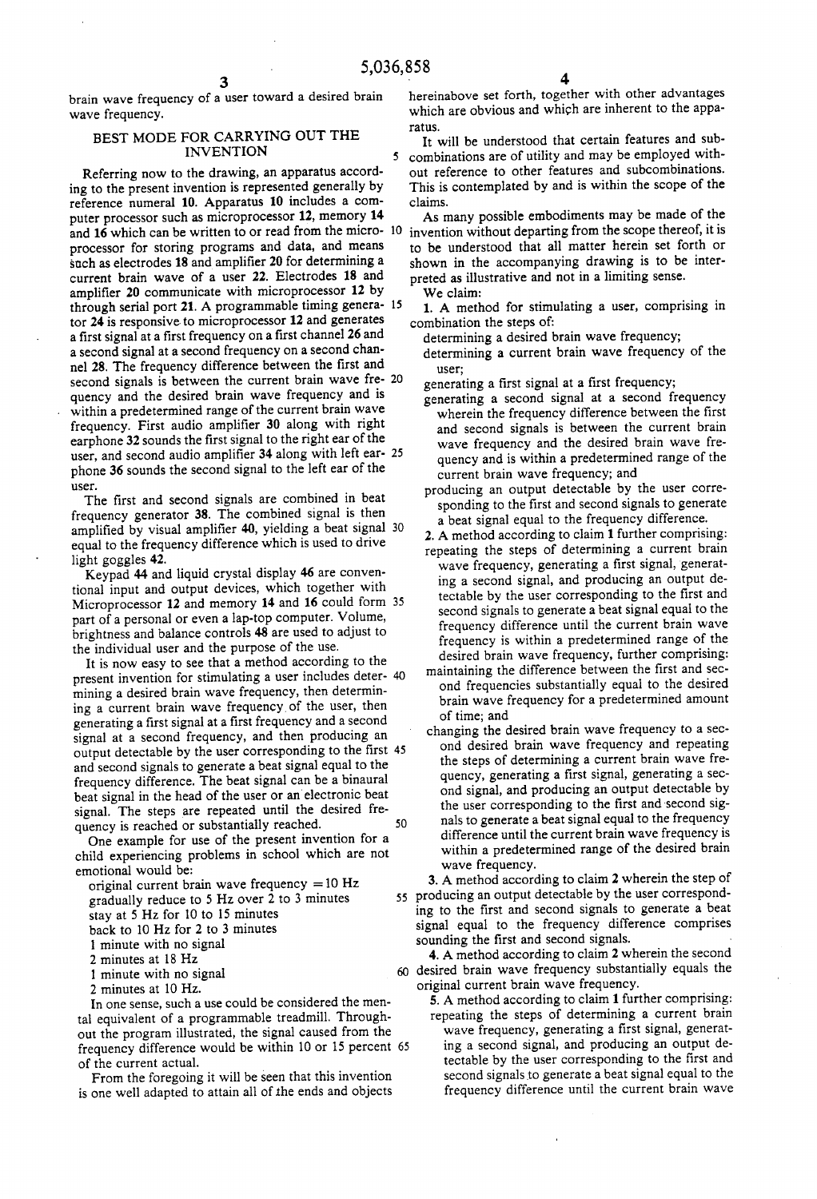brain wave frequency of a user toward a desired brain wave frequency.

## BEST MODE FOR CARRYING OUT THE INVENTION

Referring now to the drawing, an apparatus according to the present invention is represented generally by reference numeral **10**. Apparatus **10** includes a computer processor such as microprocessor **12**, memory **14** and **16** which can be written to or read from the microprocessor for storing programs and data, and means such as electrodes **18** and amplifier **20** for determining a current brain wave of a user **22**. Electrodes **18** and amplifier **20** communicate with microprocessor **12** by through serial port **21**. A programmable timing generator **24** is responsive to microprocessor **12** and generates a first signal at a first frequency on a first channel **26** and a second signal at a second frequency on a second channel **28**. The frequency difference between the first and second signals is between the current brain wave frequency and the desired brain wave frequency and is within a predetermined range of the current brain wave frequency. First audio amplifier **30** along with right earphone **32** sounds the first signal to the right ear of the user, and second audio amplifier **34** along with left earphone **36** sounds the second signal to the left ear of the user.

The first and second signals are combined in beat frequency generator **38**. The combined signal is then amplified by visual amplifier **40**, yielding a beat signal equal to the frequency difference which is used to drive light goggles **42**.

Keypad **44** and liquid crystal display **46** are conventional input and output devices, which together with Microprocessor **12** and memory **14** and **16** could form part of a personal or even a lap-top computer. Volume, brightness and balance controls **48** are used to adjust to the individual user and the purpose of the use.

It is now easy to see that a method according to the present invention for stimulating a user includes determining a desired brain wave frequency, then determining a current brain wave frequency of the user, then generating a first signal at a first frequency and a second signal at a second frequency, and then producing an output detectable by the user corresponding to the first and second signals to generate a beat signal equal to the frequency difference. The beat signal can be a binaural beat signal in the head of the user or an electronic beat signal. The steps are repeated until the desired frequency is reached or substantially reached.

One example for use of the present invention for a child experiencing problems in school which are not emotional would be:

original current brain wave frequency = 10 Hz
gradually reduce to 5 Hz over 2 to 3 minutes
stay at 5 Hz for 10 to 15 minutes
back to 10 Hz for 2 to 3 minutes
1 minute with no signal
2 minutes at 18 Hz
1 minute with no signal
2 minutes at 10 Hz.

In one sense, such a use could be considered the mental equivalent of a programmable treadmill. Throughout the program illustrated, the signal caused from the frequency difference would be within 10 or 15 percent of the current actual.

From the foregoing it will be seen that this invention is one well adapted to attain all of the ends and objects hereinabove set forth, together with other advantages which are obvious and which are inherent to the apparatus.

It will be understood that certain features and subcombinations are of utility and may be employed without reference to other features and subcombinations. This is contemplated by and is within the scope of the claims.

As many possible embodiments may be made of the invention without departing from the scope thereof, it is to be understood that all matter herein set forth or shown in the accompanying drawing is to be interpreted as illustrative and not in a limiting sense.

We claim:

1. A method for stimulating a user, comprising in combination the steps of:
   - determining a desired brain wave frequency;
   - determining a current brain wave frequency of the user;
   - generating a first signal at a first frequency;
   - generating a second signal at a second frequency wherein the frequency difference between the first and second signals is between the current brain wave frequency and the desired brain wave frequency and is within a predetermined range of the current brain wave frequency; and
   - producing an output detectable by the user corresponding to the first and second signals to generate a beat signal equal to the frequency difference.

2. A method according to claim **1** further comprising:
   - repeating the steps of determining a current brain wave frequency, generating a first signal, generating a second signal, and producing an output detectable by the user corresponding to the first and second signals to generate a beat signal equal to the frequency difference until the current brain wave frequency is within a predetermined range of the desired brain wave frequency, further comprising:
   - maintaining the difference between the first and second frequencies substantially equal to the desired brain wave frequency for a predetermined amount of time; and
   - changing the desired brain wave frequency to a second desired brain wave frequency and repeating the steps of determining a current brain wave frequency, generating a first signal, generating a second signal, and producing an output detectable by the user corresponding to the first and second signals to generate a beat signal equal to the frequency difference until the current brain wave frequency is within a predetermined range of the desired brain wave frequency.

3. A method according to claim **2** wherein the step of producing an output detectable by the user corresponding to the first and second signals to generate a beat signal equal to the frequency difference comprises sounding the first and second signals.

4. A method according to claim **2** wherein the second desired brain wave frequency substantially equals the original current brain wave frequency.

5. A method according to claim **1** further comprising:
   - repeating the steps of determining a current brain wave frequency, generating a first signal, generating a second signal, and producing an output detectable by the user corresponding to the first and second signals to generate a beat signal equal to the frequency difference until the current brain wave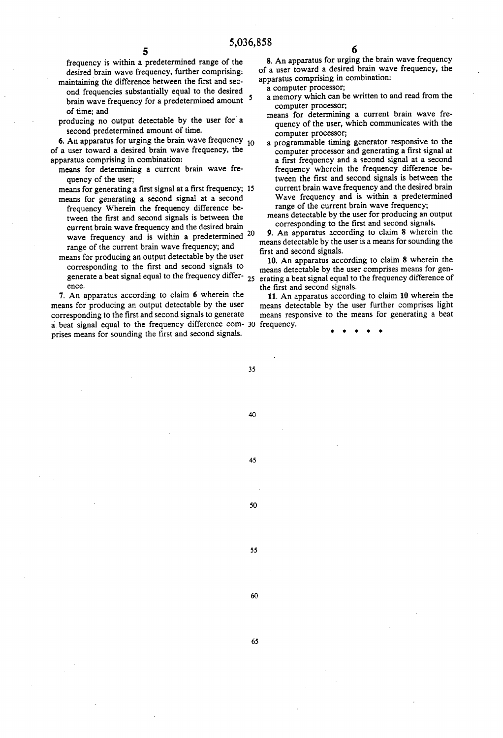frequency is within a predetermined range of the desired brain wave frequency, further comprising:

maintaining the difference between the first and second frequencies substantially equal to the desired brain wave frequency for a predetermined amount of time; and

producing no output detectable by the user for a second predetermined amount of time.

6. An apparatus for urging the brain wave frequency of a user toward a desired brain wave frequency, the apparatus comprising in combination:

means for determining a current brain wave frequency of the user;

means for generating a first signal at a first frequency;

means for generating a second signal at a second frequency Wherein the frequency difference between the first and second signals is between the current brain wave frequency and the desired brain wave frequency and is within a predetermined range of the current brain wave frequency; and

means for producing an output detectable by the user corresponding to the first and second signals to generate a beat signal equal to the frequency difference.

7. An apparatus according to claim 6 wherein the means for producing an output detectable by the user corresponding to the first and second signals to generate a beat signal equal to the frequency difference comprises means for sounding the first and second signals.

8. An apparatus for urging the brain wave frequency of a user toward a desired brain wave frequency, the apparatus comprising in combination:

a computer processor;

a memory which can be written to and read from the computer processor;

means for determining a current brain wave frequency of the user, which communicates with the computer processor;

a programmable timing generator responsive to the computer processor and generating a first signal at a first frequency and a second signal at a second frequency wherein the frequency difference between the first and second signals is between the current brain wave frequency and the desired brain Wave frequency and is within a predetermined range of the current brain wave frequency;

means detectable by the user for producing an output corresponding to the first and second signals.

9. An apparatus according to claim 8 wherein the means detectable by the user is a means for sounding the first and second signals.

10. An apparatus according to claim 8 wherein the means detectable by the user comprises means for generating a beat signal equal to the frequency difference of the first and second signals.

11. An apparatus according to claim 10 wherein the means detectable by the user further comprises light means responsive to the means for generating a beat frequency.

\* \* \* \* \*